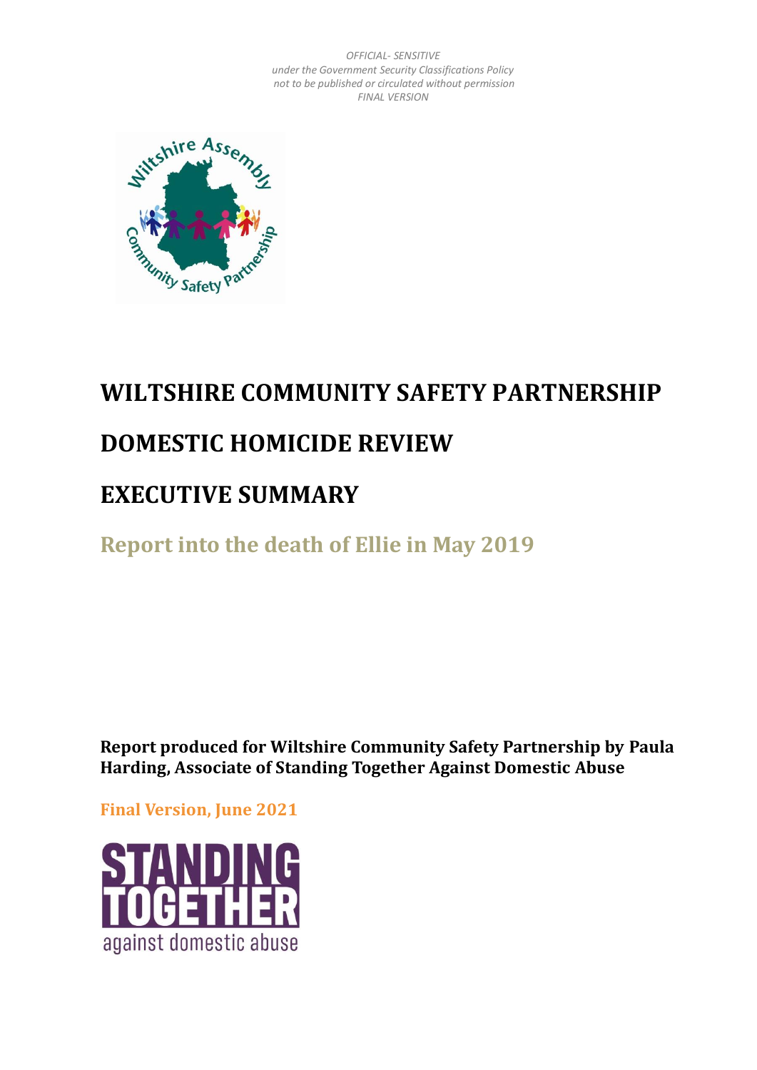*OFFICIAL- SENSITIVE*
*under the Government Security Classifications Policy*
*not to be published or circulated without permission*
*FINAL VERSION*

# WILTSHIRE COMMUNITY SAFETY PARTNERSHIP

# DOMESTIC HOMICIDE REVIEW

# EXECUTIVE SUMMARY

## Report into the death of Ellie in May 2019

**Report produced for Wiltshire Community Safety Partnership by Paula Harding, Associate of Standing Together Against Domestic Abuse**

**Final Version, June 2021**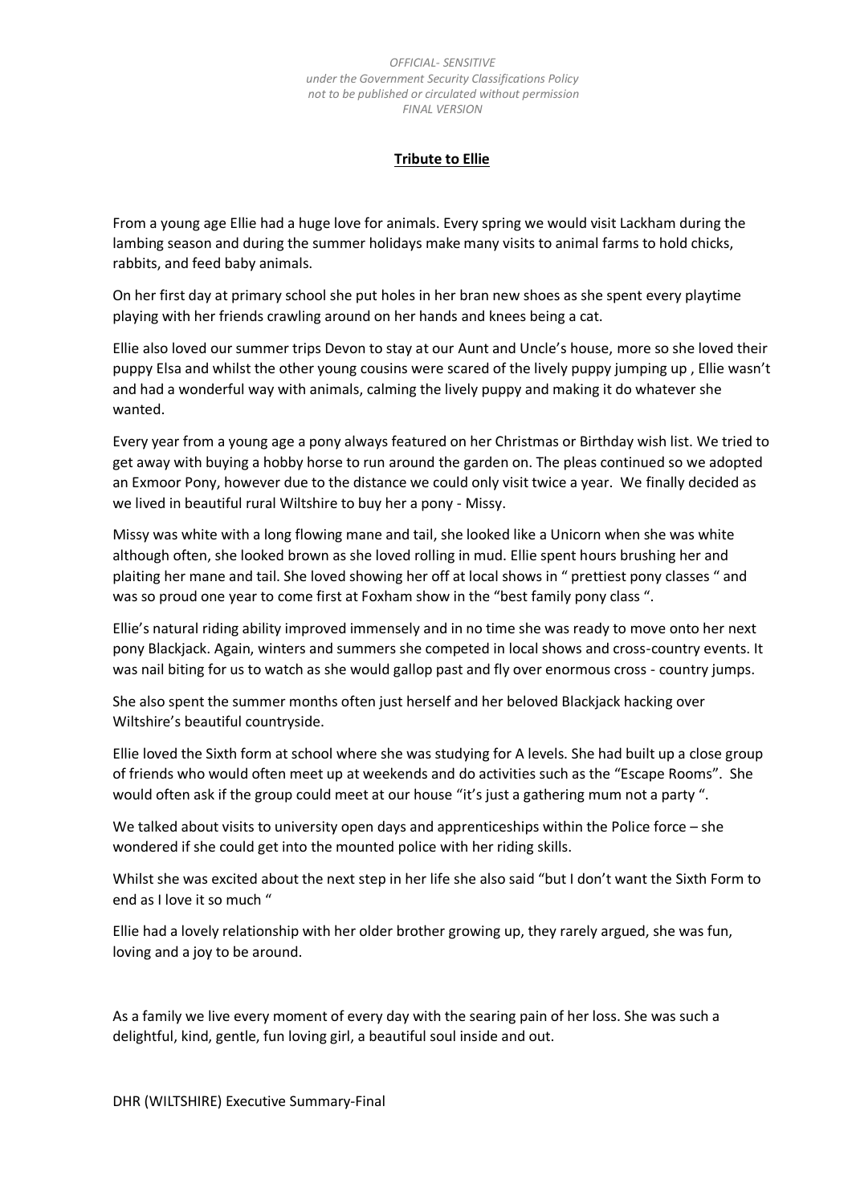## **Tribute to Ellie**

From a young age Ellie had a huge love for animals. Every spring we would visit Lackham during the lambing season and during the summer holidays make many visits to animal farms to hold chicks, rabbits, and feed baby animals.

On her first day at primary school she put holes in her bran new shoes as she spent every playtime playing with her friends crawling around on her hands and knees being a cat.

Ellie also loved our summer trips Devon to stay at our Aunt and Uncle's house, more so she loved their puppy Elsa and whilst the other young cousins were scared of the lively puppy jumping up , Ellie wasn't and had a wonderful way with animals, calming the lively puppy and making it do whatever she wanted.

Every year from a young age a pony always featured on her Christmas or Birthday wish list. We tried to get away with buying a hobby horse to run around the garden on. The pleas continued so we adopted an Exmoor Pony, however due to the distance we could only visit twice a year. We finally decided as we lived in beautiful rural Wiltshire to buy her a pony - Missy.

Missy was white with a long flowing mane and tail, she looked like a Unicorn when she was white although often, she looked brown as she loved rolling in mud. Ellie spent hours brushing her and plaiting her mane and tail. She loved showing her off at local shows in " prettiest pony classes " and was so proud one year to come first at Foxham show in the "best family pony class ".

Ellie's natural riding ability improved immensely and in no time she was ready to move onto her next pony Blackjack. Again, winters and summers she competed in local shows and cross-country events. It was nail biting for us to watch as she would gallop past and fly over enormous cross - country jumps.

She also spent the summer months often just herself and her beloved Blackjack hacking over Wiltshire's beautiful countryside.

Ellie loved the Sixth form at school where she was studying for A levels. She had built up a close group of friends who would often meet up at weekends and do activities such as the "Escape Rooms". She would often ask if the group could meet at our house "it's just a gathering mum not a party ".

We talked about visits to university open days and apprenticeships within the Police force – she wondered if she could get into the mounted police with her riding skills.

Whilst she was excited about the next step in her life she also said "but I don't want the Sixth Form to end as I love it so much "

Ellie had a lovely relationship with her older brother growing up, they rarely argued, she was fun, loving and a joy to be around.

As a family we live every moment of every day with the searing pain of her loss. She was such a delightful, kind, gentle, fun loving girl, a beautiful soul inside and out.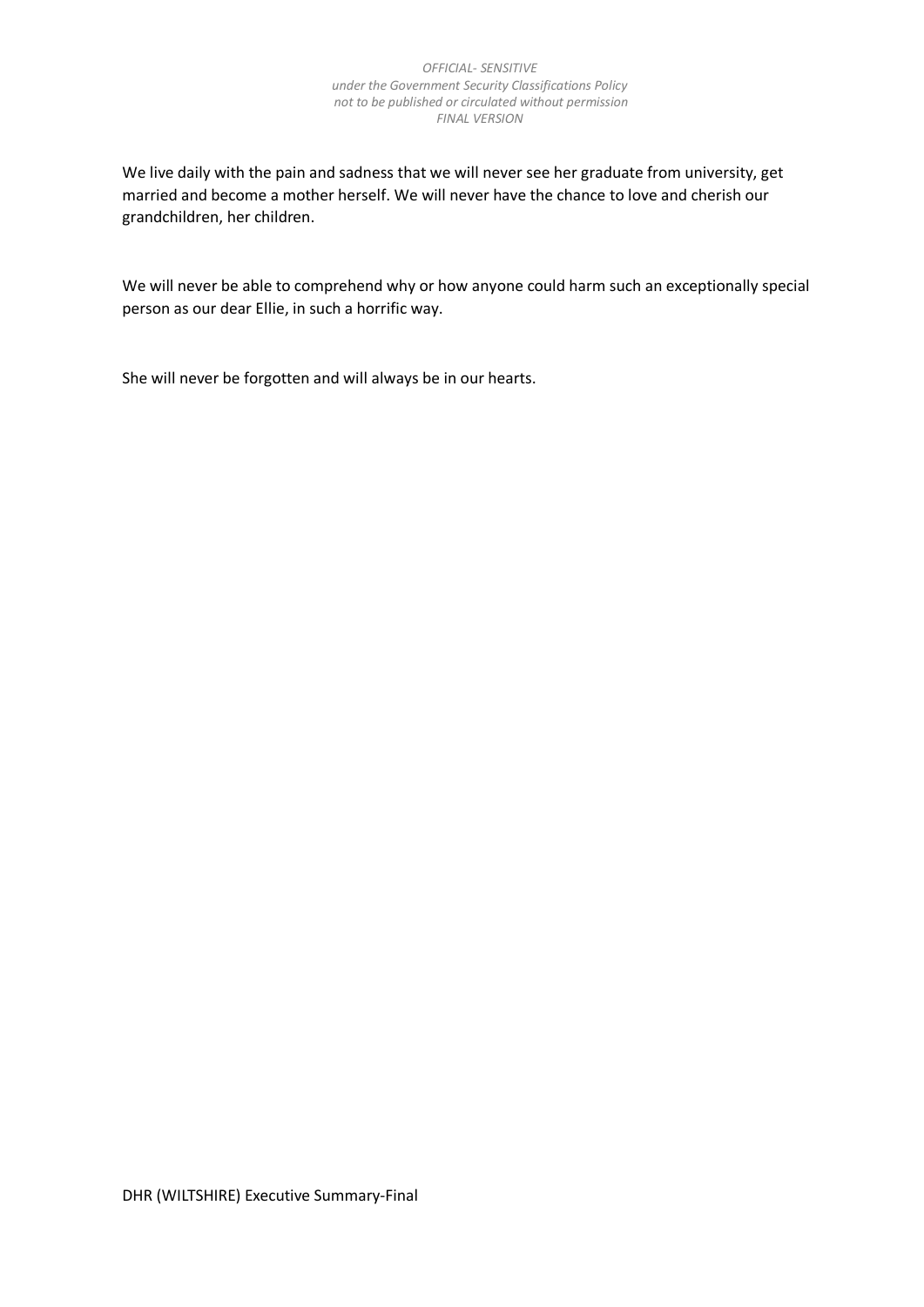We live daily with the pain and sadness that we will never see her graduate from university, get married and become a mother herself. We will never have the chance to love and cherish our grandchildren, her children.

We will never be able to comprehend why or how anyone could harm such an exceptionally special person as our dear Ellie, in such a horrific way.

She will never be forgotten and will always be in our hearts.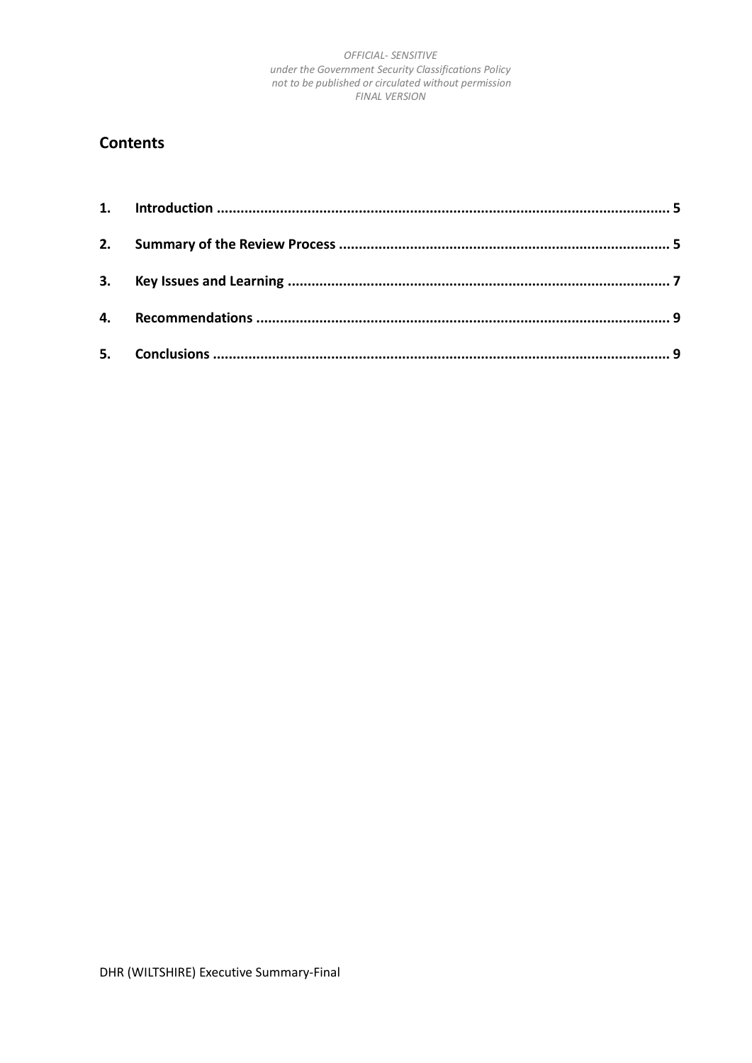## Contents

1. **Introduction** ........................................................................................................... 5
2. **Summary of the Review Process** ............................................................................. 5
3. **Key Issues and Learning** ......................................................................................... 7
4. **Recommendations** .................................................................................................. 9
5. **Conclusions** ............................................................................................................ 9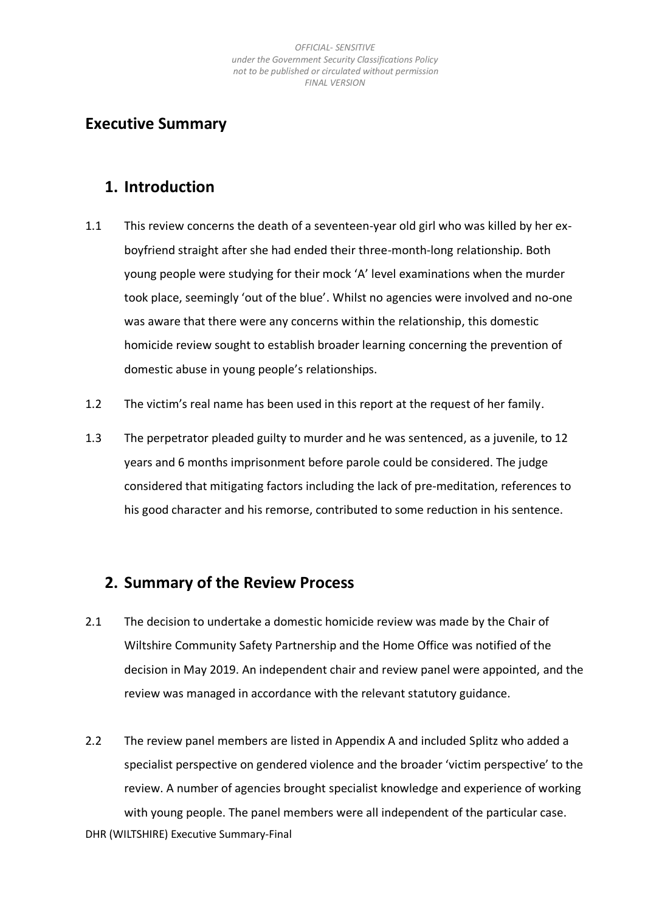# Executive Summary

## 1. Introduction

1.1 This review concerns the death of a seventeen-year old girl who was killed by her ex-boyfriend straight after she had ended their three-month-long relationship. Both young people were studying for their mock 'A' level examinations when the murder took place, seemingly 'out of the blue'. Whilst no agencies were involved and no-one was aware that there were any concerns within the relationship, this domestic homicide review sought to establish broader learning concerning the prevention of domestic abuse in young people's relationships.

1.2 The victim's real name has been used in this report at the request of her family.

1.3 The perpetrator pleaded guilty to murder and he was sentenced, as a juvenile, to 12 years and 6 months imprisonment before parole could be considered. The judge considered that mitigating factors including the lack of pre-meditation, references to his good character and his remorse, contributed to some reduction in his sentence.

## 2. Summary of the Review Process

2.1 The decision to undertake a domestic homicide review was made by the Chair of Wiltshire Community Safety Partnership and the Home Office was notified of the decision in May 2019. An independent chair and review panel were appointed, and the review was managed in accordance with the relevant statutory guidance.

2.2 The review panel members are listed in Appendix A and included Splitz who added a specialist perspective on gendered violence and the broader 'victim perspective' to the review. A number of agencies brought specialist knowledge and experience of working with young people. The panel members were all independent of the particular case.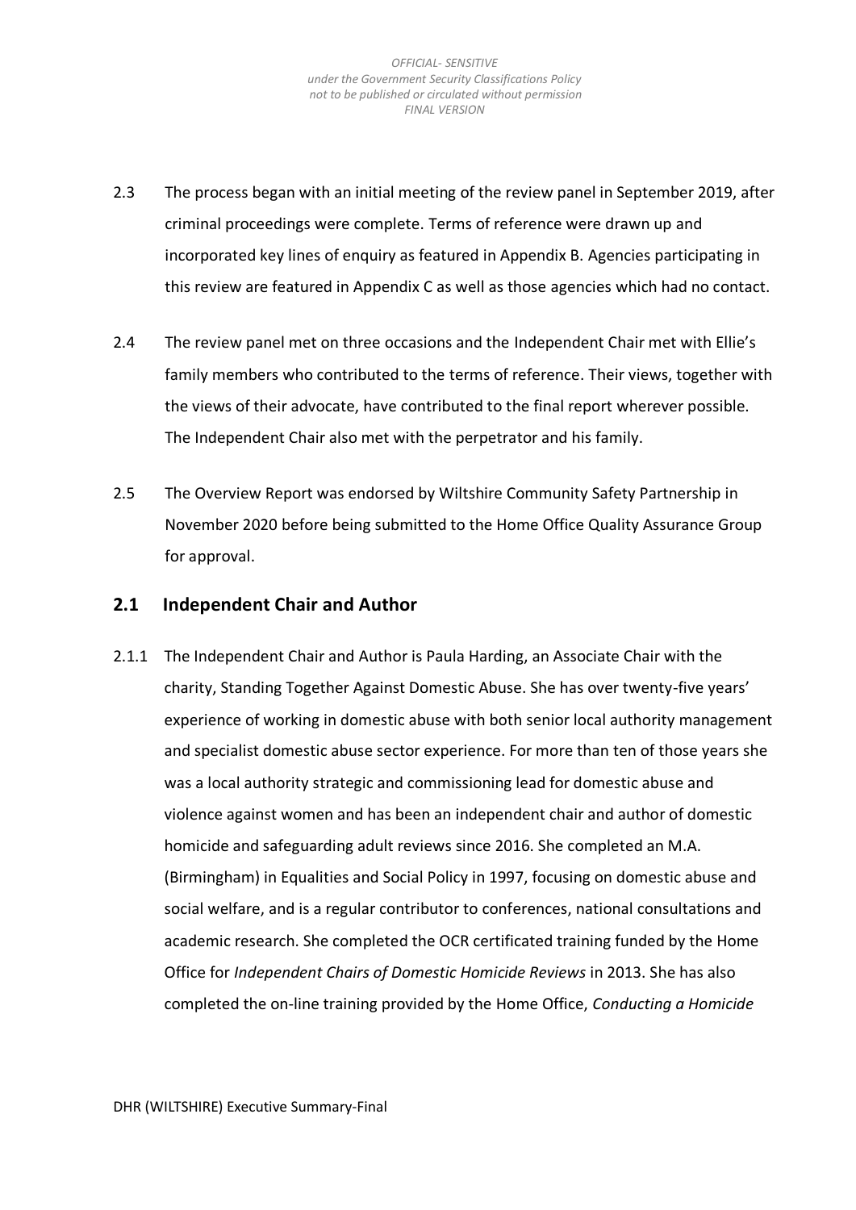2.3 The process began with an initial meeting of the review panel in September 2019, after criminal proceedings were complete. Terms of reference were drawn up and incorporated key lines of enquiry as featured in Appendix B. Agencies participating in this review are featured in Appendix C as well as those agencies which had no contact.

2.4 The review panel met on three occasions and the Independent Chair met with Ellie's family members who contributed to the terms of reference. Their views, together with the views of their advocate, have contributed to the final report wherever possible. The Independent Chair also met with the perpetrator and his family.

2.5 The Overview Report was endorsed by Wiltshire Community Safety Partnership in November 2020 before being submitted to the Home Office Quality Assurance Group for approval.

## 2.1 Independent Chair and Author

2.1.1 The Independent Chair and Author is Paula Harding, an Associate Chair with the charity, Standing Together Against Domestic Abuse. She has over twenty-five years' experience of working in domestic abuse with both senior local authority management and specialist domestic abuse sector experience. For more than ten of those years she was a local authority strategic and commissioning lead for domestic abuse and violence against women and has been an independent chair and author of domestic homicide and safeguarding adult reviews since 2016. She completed an M.A. (Birmingham) in Equalities and Social Policy in 1997, focusing on domestic abuse and social welfare, and is a regular contributor to conferences, national consultations and academic research. She completed the OCR certificated training funded by the Home Office for *Independent Chairs of Domestic Homicide Reviews* in 2013. She has also completed the on-line training provided by the Home Office, *Conducting a Homicide*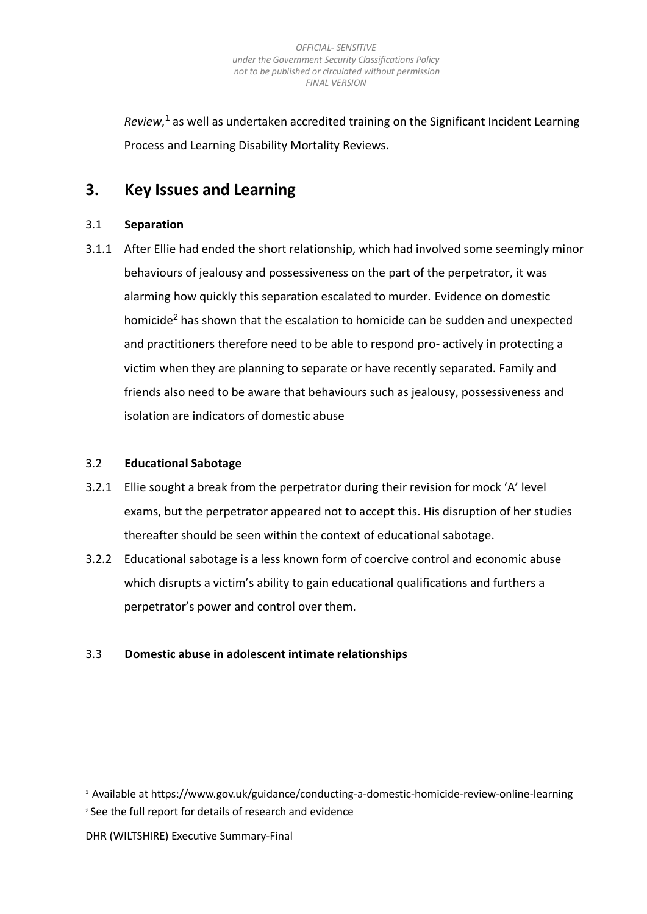*Review,*[1] as well as undertaken accredited training on the Significant Incident Learning Process and Learning Disability Mortality Reviews.

## 3. Key Issues and Learning

### 3.1 Separation

3.1.1 After Ellie had ended the short relationship, which had involved some seemingly minor behaviours of jealousy and possessiveness on the part of the perpetrator, it was alarming how quickly this separation escalated to murder. Evidence on domestic homicide[2] has shown that the escalation to homicide can be sudden and unexpected and practitioners therefore need to be able to respond pro- actively in protecting a victim when they are planning to separate or have recently separated. Family and friends also need to be aware that behaviours such as jealousy, possessiveness and isolation are indicators of domestic abuse

### 3.2 Educational Sabotage

3.2.1 Ellie sought a break from the perpetrator during their revision for mock 'A' level exams, but the perpetrator appeared not to accept this. His disruption of her studies thereafter should be seen within the context of educational sabotage.

3.2.2 Educational sabotage is a less known form of coercive control and economic abuse which disrupts a victim's ability to gain educational qualifications and furthers a perpetrator's power and control over them.

### 3.3 Domestic abuse in adolescent intimate relationships

---

[1] Available at https://www.gov.uk/guidance/conducting-a-domestic-homicide-review-online-learning

[2] See the full report for details of research and evidence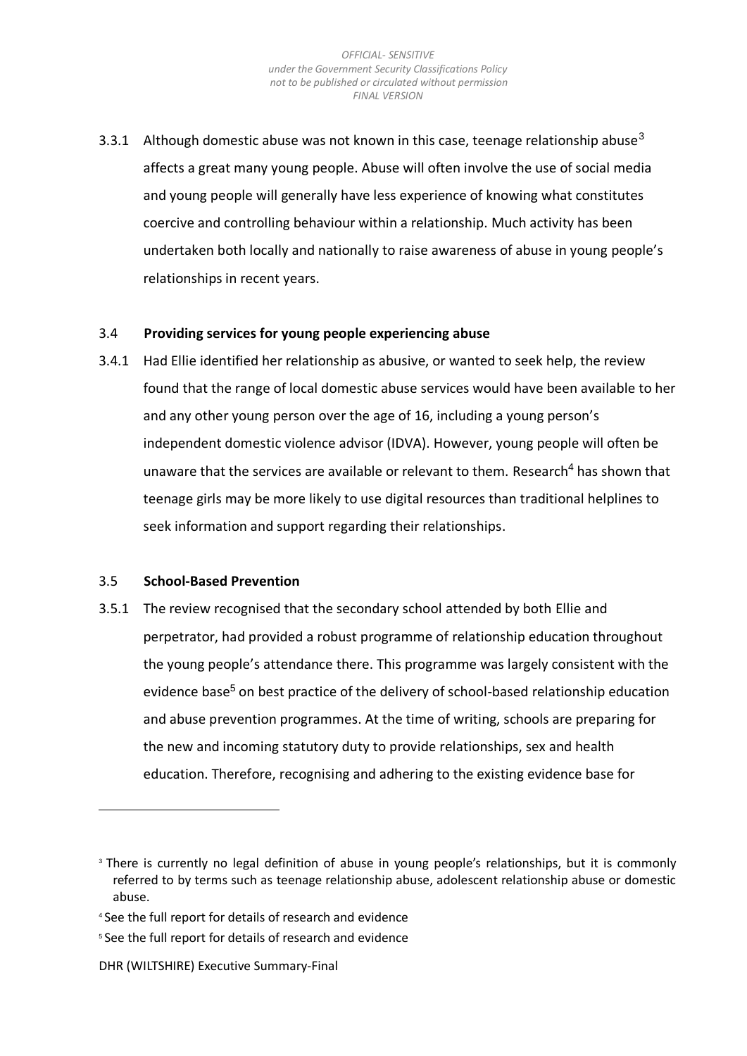3.3.1 Although domestic abuse was not known in this case, teenage relationship abuse[3] affects a great many young people. Abuse will often involve the use of social media and young people will generally have less experience of knowing what constitutes coercive and controlling behaviour within a relationship. Much activity has been undertaken both locally and nationally to raise awareness of abuse in young people's relationships in recent years.

### 3.4 Providing services for young people experiencing abuse

3.4.1 Had Ellie identified her relationship as abusive, or wanted to seek help, the review found that the range of local domestic abuse services would have been available to her and any other young person over the age of 16, including a young person's independent domestic violence advisor (IDVA). However, young people will often be unaware that the services are available or relevant to them. Research[4] has shown that teenage girls may be more likely to use digital resources than traditional helplines to seek information and support regarding their relationships.

### 3.5 School-Based Prevention

3.5.1 The review recognised that the secondary school attended by both Ellie and perpetrator, had provided a robust programme of relationship education throughout the young people's attendance there. This programme was largely consistent with the evidence base[5] on best practice of the delivery of school-based relationship education and abuse prevention programmes. At the time of writing, schools are preparing for the new and incoming statutory duty to provide relationships, sex and health education. Therefore, recognising and adhering to the existing evidence base for

---

[3] There is currently no legal definition of abuse in young people's relationships, but it is commonly referred to by terms such as teenage relationship abuse, adolescent relationship abuse or domestic abuse.

[4] See the full report for details of research and evidence

[5] See the full report for details of research and evidence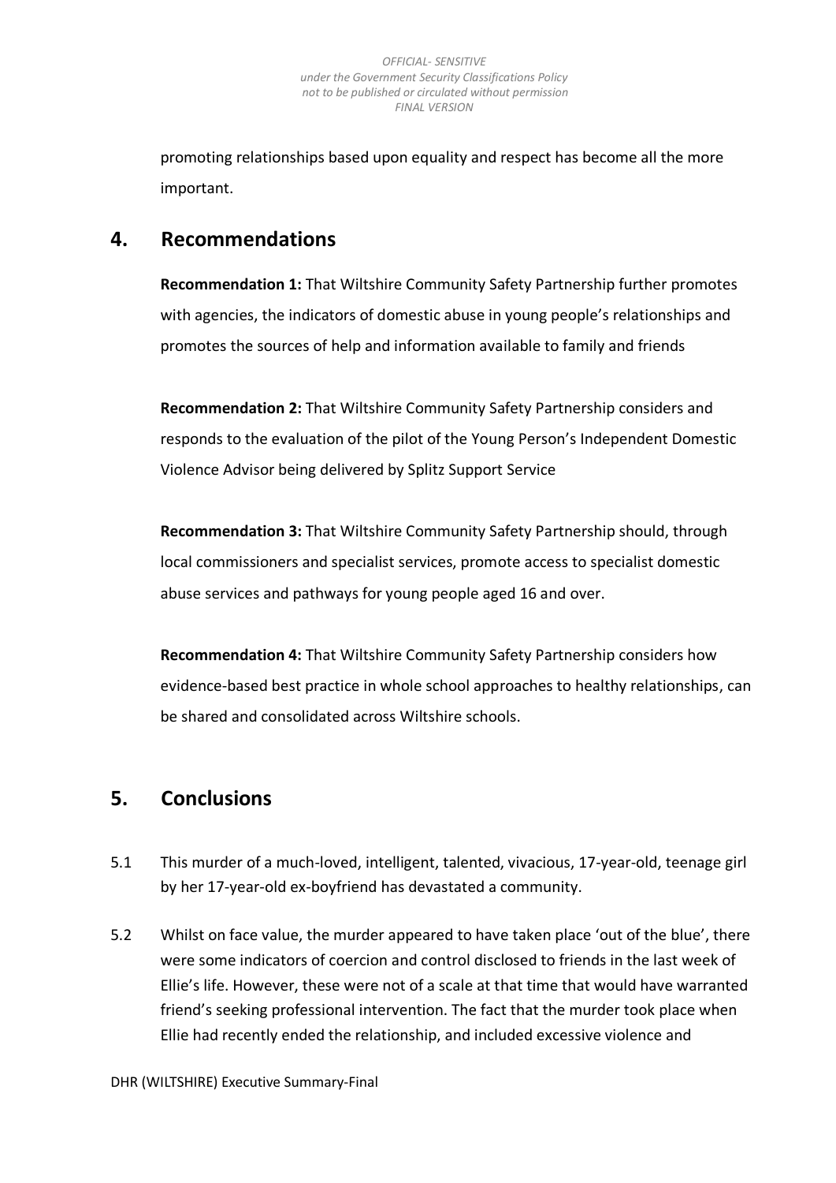promoting relationships based upon equality and respect has become all the more important.

## 4. Recommendations

**Recommendation 1:** That Wiltshire Community Safety Partnership further promotes with agencies, the indicators of domestic abuse in young people's relationships and promotes the sources of help and information available to family and friends

**Recommendation 2:** That Wiltshire Community Safety Partnership considers and responds to the evaluation of the pilot of the Young Person's Independent Domestic Violence Advisor being delivered by Splitz Support Service

**Recommendation 3:** That Wiltshire Community Safety Partnership should, through local commissioners and specialist services, promote access to specialist domestic abuse services and pathways for young people aged 16 and over.

**Recommendation 4:** That Wiltshire Community Safety Partnership considers how evidence-based best practice in whole school approaches to healthy relationships, can be shared and consolidated across Wiltshire schools.

## 5. Conclusions

5.1 This murder of a much-loved, intelligent, talented, vivacious, 17-year-old, teenage girl by her 17-year-old ex-boyfriend has devastated a community.

5.2 Whilst on face value, the murder appeared to have taken place 'out of the blue', there were some indicators of coercion and control disclosed to friends in the last week of Ellie's life. However, these were not of a scale at that time that would have warranted friend's seeking professional intervention. The fact that the murder took place when Ellie had recently ended the relationship, and included excessive violence and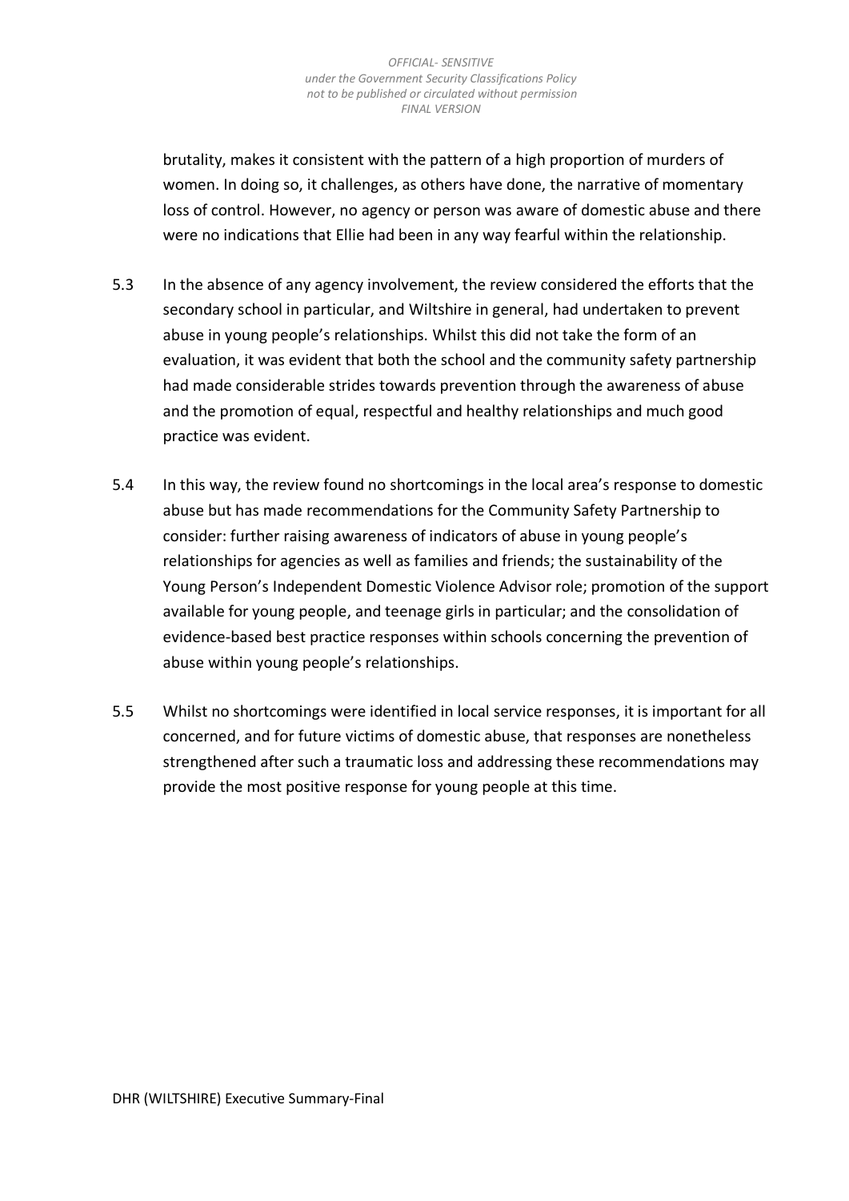brutality, makes it consistent with the pattern of a high proportion of murders of women. In doing so, it challenges, as others have done, the narrative of momentary loss of control. However, no agency or person was aware of domestic abuse and there were no indications that Ellie had been in any way fearful within the relationship.

5.3 In the absence of any agency involvement, the review considered the efforts that the secondary school in particular, and Wiltshire in general, had undertaken to prevent abuse in young people's relationships. Whilst this did not take the form of an evaluation, it was evident that both the school and the community safety partnership had made considerable strides towards prevention through the awareness of abuse and the promotion of equal, respectful and healthy relationships and much good practice was evident.

5.4 In this way, the review found no shortcomings in the local area's response to domestic abuse but has made recommendations for the Community Safety Partnership to consider: further raising awareness of indicators of abuse in young people's relationships for agencies as well as families and friends; the sustainability of the Young Person's Independent Domestic Violence Advisor role; promotion of the support available for young people, and teenage girls in particular; and the consolidation of evidence-based best practice responses within schools concerning the prevention of abuse within young people's relationships.

5.5 Whilst no shortcomings were identified in local service responses, it is important for all concerned, and for future victims of domestic abuse, that responses are nonetheless strengthened after such a traumatic loss and addressing these recommendations may provide the most positive response for young people at this time.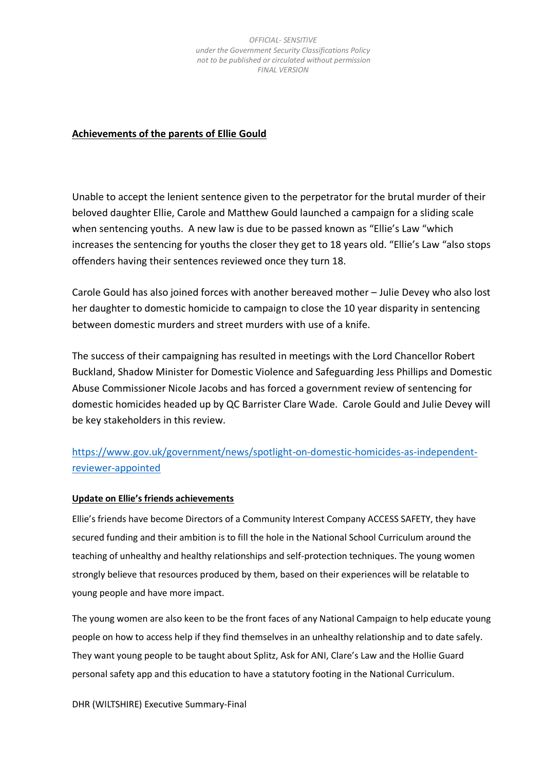## Achievements of the parents of Ellie Gould

Unable to accept the lenient sentence given to the perpetrator for the brutal murder of their beloved daughter Ellie, Carole and Matthew Gould launched a campaign for a sliding scale when sentencing youths. A new law is due to be passed known as "Ellie's Law "which increases the sentencing for youths the closer they get to 18 years old. "Ellie's Law "also stops offenders having their sentences reviewed once they turn 18.

Carole Gould has also joined forces with another bereaved mother – Julie Devey who also lost her daughter to domestic homicide to campaign to close the 10 year disparity in sentencing between domestic murders and street murders with use of a knife.

The success of their campaigning has resulted in meetings with the Lord Chancellor Robert Buckland, Shadow Minister for Domestic Violence and Safeguarding Jess Phillips and Domestic Abuse Commissioner Nicole Jacobs and has forced a government review of sentencing for domestic homicides headed up by QC Barrister Clare Wade. Carole Gould and Julie Devey will be key stakeholders in this review.

https://www.gov.uk/government/news/spotlight-on-domestic-homicides-as-independent-reviewer-appointed

### Update on Ellie's friends achievements

Ellie's friends have become Directors of a Community Interest Company ACCESS SAFETY, they have secured funding and their ambition is to fill the hole in the National School Curriculum around the teaching of unhealthy and healthy relationships and self-protection techniques. The young women strongly believe that resources produced by them, based on their experiences will be relatable to young people and have more impact.

The young women are also keen to be the front faces of any National Campaign to help educate young people on how to access help if they find themselves in an unhealthy relationship and to date safely. They want young people to be taught about Splitz, Ask for ANI, Clare's Law and the Hollie Guard personal safety app and this education to have a statutory footing in the National Curriculum.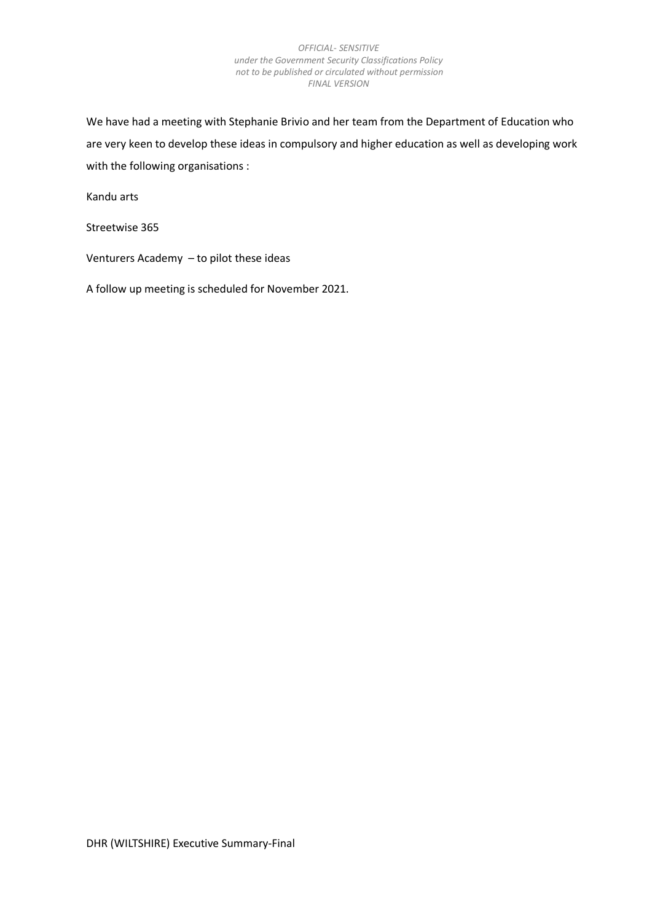We have had a meeting with Stephanie Brivio and her team from the Department of Education who are very keen to develop these ideas in compulsory and higher education as well as developing work with the following organisations :

Kandu arts

Streetwise 365

Venturers Academy  – to pilot these ideas

A follow up meeting is scheduled for November 2021.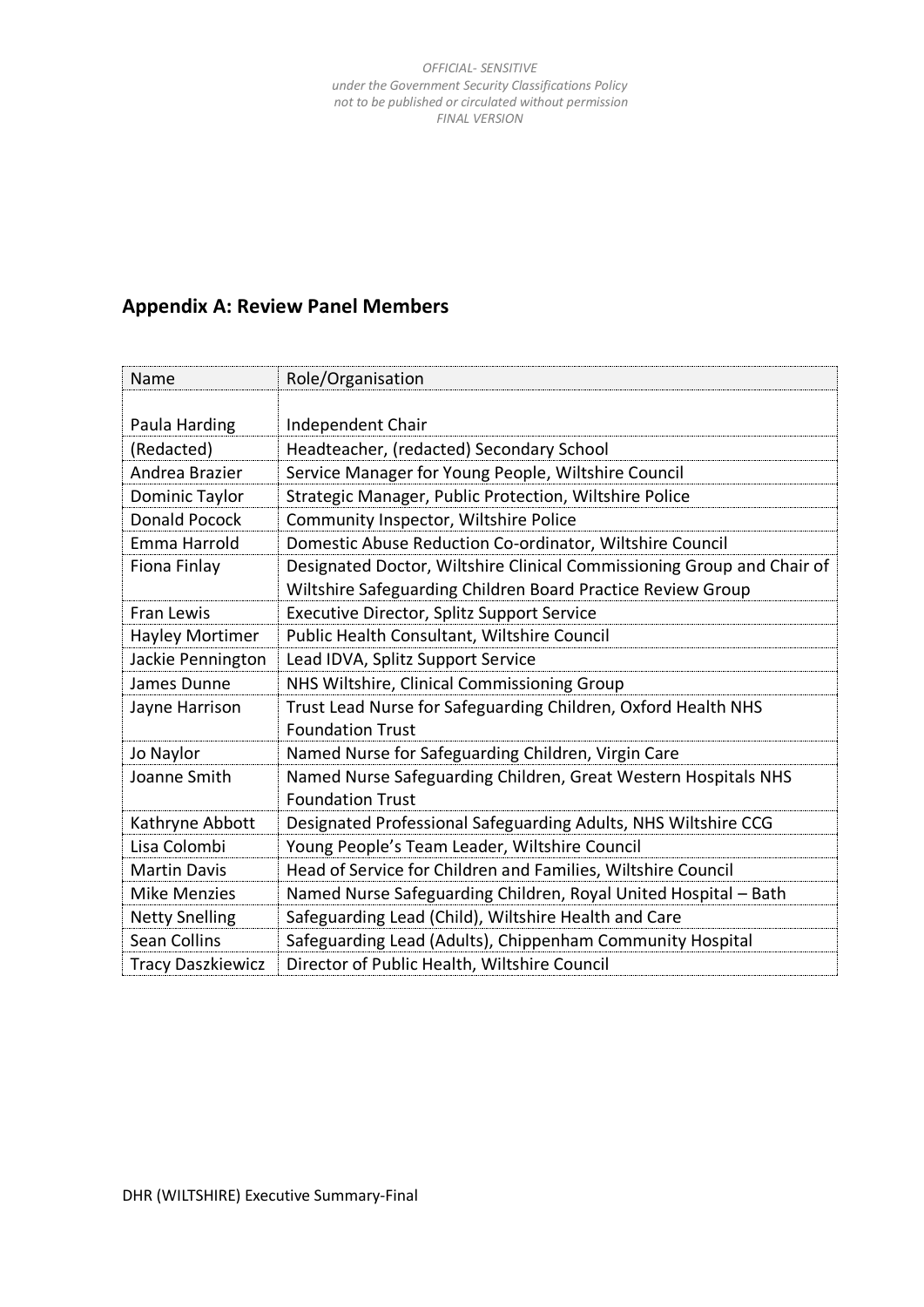## Appendix A: Review Panel Members

| Name | Role/Organisation |
|---|---|
| Paula Harding | Independent Chair |
| (Redacted) | Headteacher, (redacted) Secondary School |
| Andrea Brazier | Service Manager for Young People, Wiltshire Council |
| Dominic Taylor | Strategic Manager, Public Protection, Wiltshire Police |
| Donald Pocock | Community Inspector, Wiltshire Police |
| Emma Harrold | Domestic Abuse Reduction Co-ordinator, Wiltshire Council |
| Fiona Finlay | Designated Doctor, Wiltshire Clinical Commissioning Group and Chair of Wiltshire Safeguarding Children Board Practice Review Group |
| Fran Lewis | Executive Director, Splitz Support Service |
| Hayley Mortimer | Public Health Consultant, Wiltshire Council |
| Jackie Pennington | Lead IDVA, Splitz Support Service |
| James Dunne | NHS Wiltshire, Clinical Commissioning Group |
| Jayne Harrison | Trust Lead Nurse for Safeguarding Children, Oxford Health NHS Foundation Trust |
| Jo Naylor | Named Nurse for Safeguarding Children, Virgin Care |
| Joanne Smith | Named Nurse Safeguarding Children, Great Western Hospitals NHS Foundation Trust |
| Kathryne Abbott | Designated Professional Safeguarding Adults, NHS Wiltshire CCG |
| Lisa Colombi | Young People's Team Leader, Wiltshire Council |
| Martin Davis | Head of Service for Children and Families, Wiltshire Council |
| Mike Menzies | Named Nurse Safeguarding Children, Royal United Hospital – Bath |
| Netty Snelling | Safeguarding Lead (Child), Wiltshire Health and Care |
| Sean Collins | Safeguarding Lead (Adults), Chippenham Community Hospital |
| Tracy Daszkiewicz | Director of Public Health, Wiltshire Council |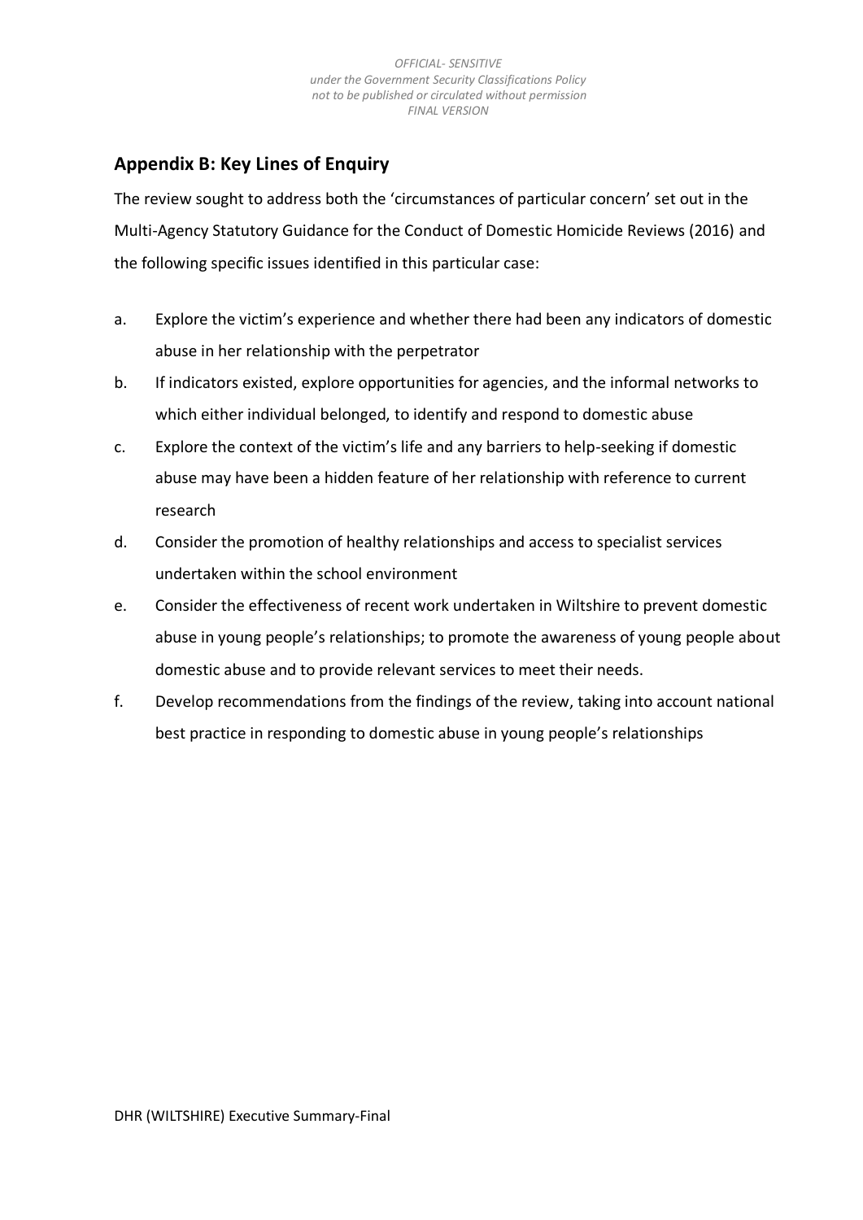## Appendix B: Key Lines of Enquiry

The review sought to address both the 'circumstances of particular concern' set out in the Multi-Agency Statutory Guidance for the Conduct of Domestic Homicide Reviews (2016) and the following specific issues identified in this particular case:

a. Explore the victim's experience and whether there had been any indicators of domestic abuse in her relationship with the perpetrator

b. If indicators existed, explore opportunities for agencies, and the informal networks to which either individual belonged, to identify and respond to domestic abuse

c. Explore the context of the victim's life and any barriers to help-seeking if domestic abuse may have been a hidden feature of her relationship with reference to current research

d. Consider the promotion of healthy relationships and access to specialist services undertaken within the school environment

e. Consider the effectiveness of recent work undertaken in Wiltshire to prevent domestic abuse in young people's relationships; to promote the awareness of young people about domestic abuse and to provide relevant services to meet their needs.

f. Develop recommendations from the findings of the review, taking into account national best practice in responding to domestic abuse in young people's relationships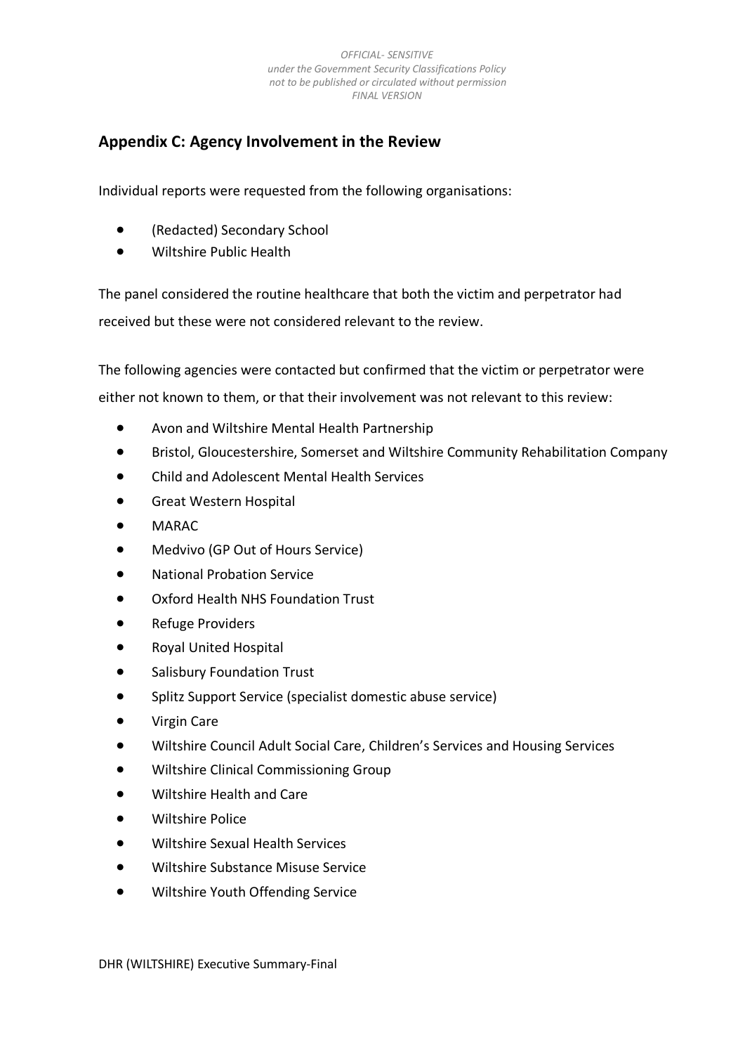## Appendix C: Agency Involvement in the Review

Individual reports were requested from the following organisations:

- (Redacted) Secondary School
- Wiltshire Public Health

The panel considered the routine healthcare that both the victim and perpetrator had received but these were not considered relevant to the review.

The following agencies were contacted but confirmed that the victim or perpetrator were either not known to them, or that their involvement was not relevant to this review:

- Avon and Wiltshire Mental Health Partnership
- Bristol, Gloucestershire, Somerset and Wiltshire Community Rehabilitation Company
- Child and Adolescent Mental Health Services
- Great Western Hospital
- MARAC
- Medvivo (GP Out of Hours Service)
- National Probation Service
- Oxford Health NHS Foundation Trust
- Refuge Providers
- Royal United Hospital
- Salisbury Foundation Trust
- Splitz Support Service (specialist domestic abuse service)
- Virgin Care
- Wiltshire Council Adult Social Care, Children's Services and Housing Services
- Wiltshire Clinical Commissioning Group
- Wiltshire Health and Care
- Wiltshire Police
- Wiltshire Sexual Health Services
- Wiltshire Substance Misuse Service
- Wiltshire Youth Offending Service